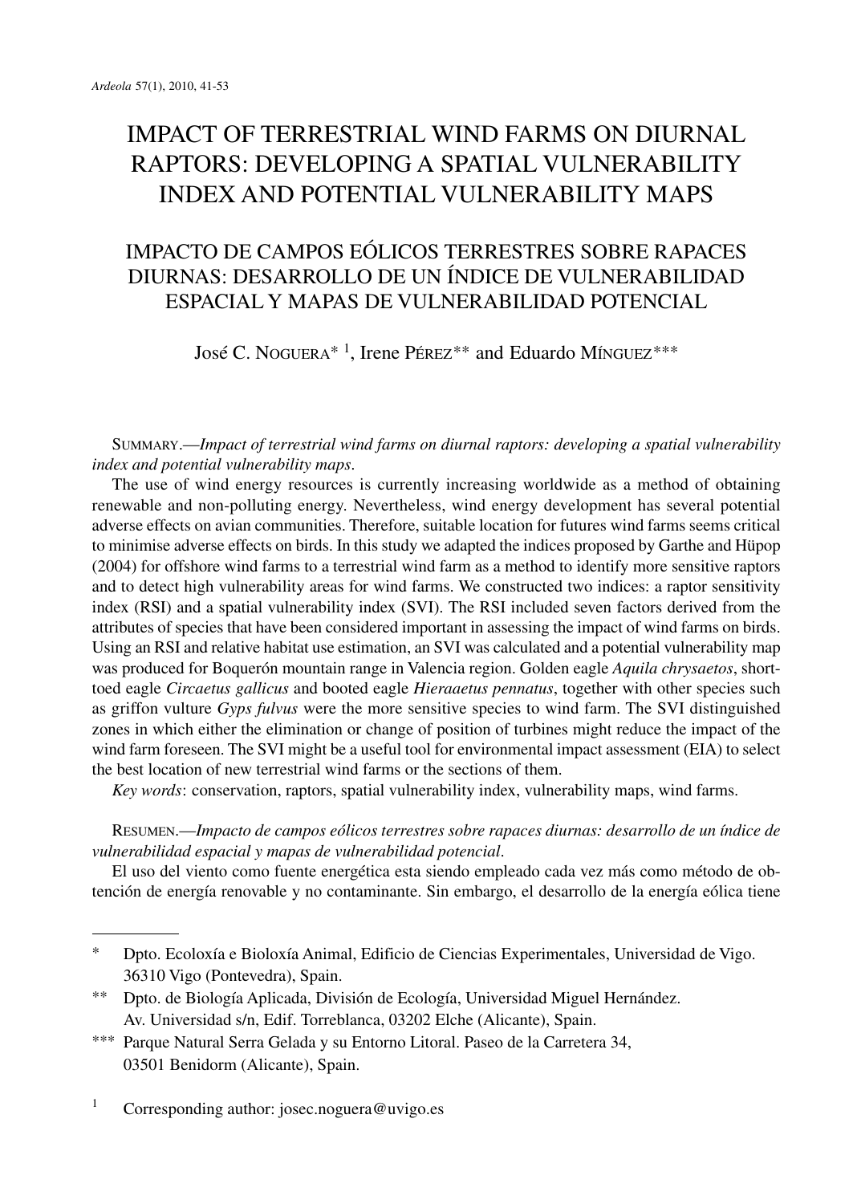# IMPACT OF TERRESTRIAL WIND FARMS ON DIURNAL RAPTORS: DEVELOPING A SPATIAL VULNERABILITY INDEX AND POTENTIAL VULNERABILITY MAPS

## IMPACTO DE CAMPOS EÓLICOS TERRESTRES SOBRE RAPACES DIURNAS: DESARROLLO DE UN ÍNDICE DE VULNERABILIDAD ESPACIAL Y MAPAS DE VULNERABILIDAD POTENCIAL

José C. NOGUERA* [1], Irene PÉREZ** and Eduardo MÍNGUEZ***

SUMMARY.—*Impact of terrestrial wind farms on diurnal raptors: developing a spatial vulnerability index and potential vulnerability maps*.

The use of wind energy resources is currently increasing worldwide as a method of obtaining renewable and non-polluting energy. Nevertheless, wind energy development has several potential adverse effects on avian communities. Therefore, suitable location for futures wind farms seems critical to minimise adverse effects on birds. In this study we adapted the indices proposed by Garthe and Hüpop (2004) for offshore wind farms to a terrestrial wind farm as a method to identify more sensitive raptors and to detect high vulnerability areas for wind farms. We constructed two indices: a raptor sensitivity index (RSI) and a spatial vulnerability index (SVI). The RSI included seven factors derived from the attributes of species that have been considered important in assessing the impact of wind farms on birds. Using an RSI and relative habitat use estimation, an SVI was calculated and a potential vulnerability map was produced for Boquerón mountain range in Valencia region. Golden eagle *Aquila chrysaetos*, short-toed eagle *Circaetus gallicus* and booted eagle *Hieraaetus pennatus*, together with other species such as griffon vulture *Gyps fulvus* were the more sensitive species to wind farm. The SVI distinguished zones in which either the elimination or change of position of turbines might reduce the impact of the wind farm foreseen. The SVI might be a useful tool for environmental impact assessment (EIA) to select the best location of new terrestrial wind farms or the sections of them.

*Key words*: conservation, raptors, spatial vulnerability index, vulnerability maps, wind farms.

RESUMEN.—*Impacto de campos eólicos terrestres sobre rapaces diurnas: desarrollo de un índice de vulnerabilidad espacial y mapas de vulnerabilidad potencial*.

El uso del viento como fuente energética esta siendo empleado cada vez más como método de obtención de energía renovable y no contaminante. Sin embargo, el desarrollo de la energía eólica tiene

---

\* Dpto. Ecoloxía e Bioloxía Animal, Edificio de Ciencias Experimentales, Universidad de Vigo. 36310 Vigo (Pontevedra), Spain.

\** Dpto. de Biología Aplicada, División de Ecología, Universidad Miguel Hernández. Av. Universidad s/n, Edif. Torreblanca, 03202 Elche (Alicante), Spain.

\*** Parque Natural Serra Gelada y su Entorno Litoral. Paseo de la Carretera 34, 03501 Benidorm (Alicante), Spain.

[1] Corresponding author: josec.noguera@uvigo.es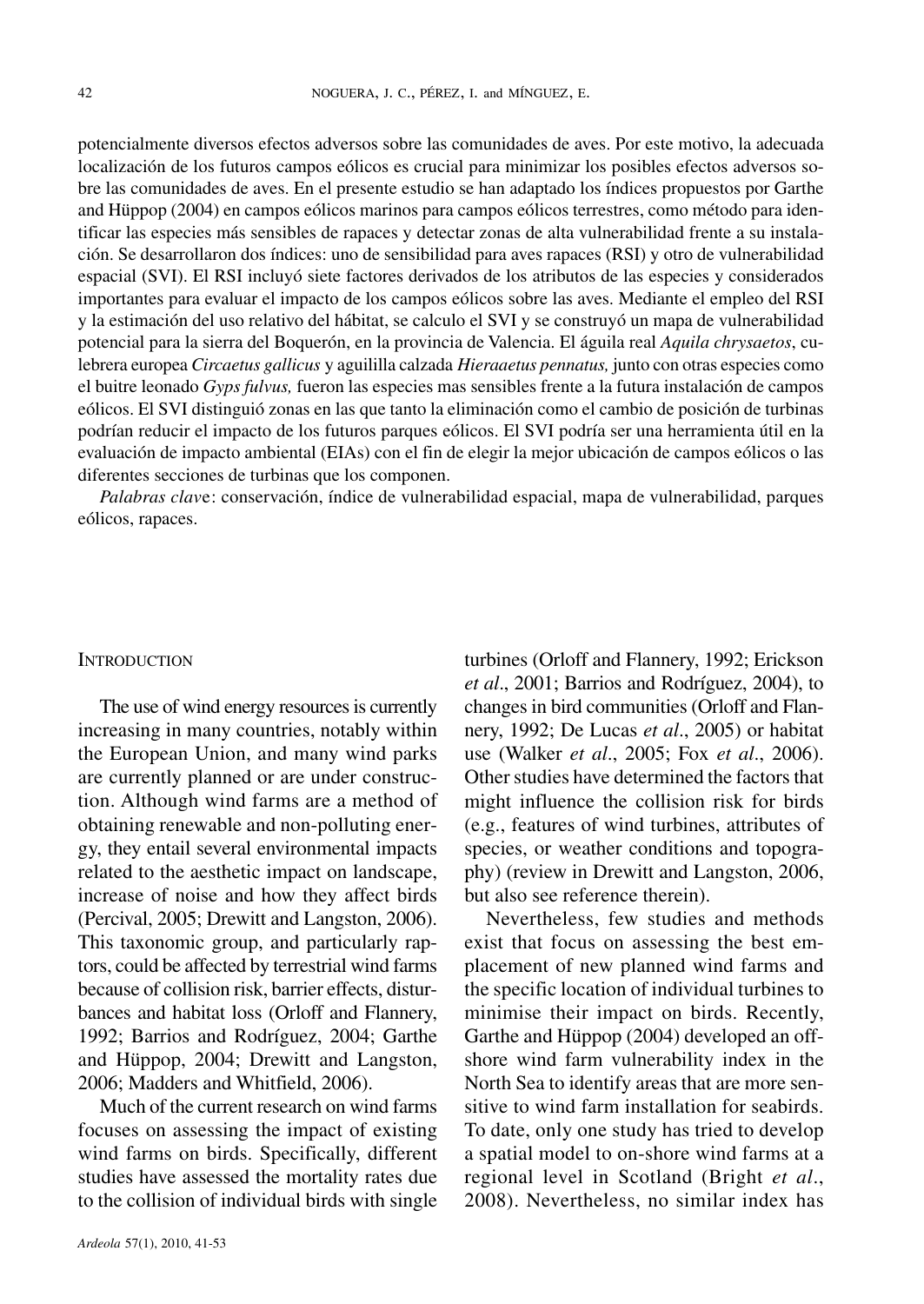potencialmente diversos efectos adversos sobre las comunidades de aves. Por este motivo, la adecuada localización de los futuros campos eólicos es crucial para minimizar los posibles efectos adversos sobre las comunidades de aves. En el presente estudio se han adaptado los índices propuestos por Garthe and Hüppop (2004) en campos eólicos marinos para campos eólicos terrestres, como método para identificar las especies más sensibles de rapaces y detectar zonas de alta vulnerabilidad frente a su instalación. Se desarrollaron dos índices: uno de sensibilidad para aves rapaces (RSI) y otro de vulnerabilidad espacial (SVI). El RSI incluyó siete factores derivados de los atributos de las especies y considerados importantes para evaluar el impacto de los campos eólicos sobre las aves. Mediante el empleo del RSI y la estimación del uso relativo del hábitat, se calculo el SVI y se construyó un mapa de vulnerabilidad potencial para la sierra del Boquerón, en la provincia de Valencia. El águila real *Aquila chrysaetos*, culebrera europea *Circaetus gallicus* y aguililla calzada *Hieraaetus pennatus,* junto con otras especies como el buitre leonado *Gyps fulvus,* fueron las especies mas sensibles frente a la futura instalación de campos eólicos. El SVI distinguió zonas en las que tanto la eliminación como el cambio de posición de turbinas podrían reducir el impacto de los futuros parques eólicos. El SVI podría ser una herramienta útil en la evaluación de impacto ambiental (EIAs) con el fin de elegir la mejor ubicación de campos eólicos o las diferentes secciones de turbinas que los componen.

*Palabras clave*: conservación, índice de vulnerabilidad espacial, mapa de vulnerabilidad, parques eólicos, rapaces.

## INTRODUCTION

The use of wind energy resources is currently increasing in many countries, notably within the European Union, and many wind parks are currently planned or are under construction. Although wind farms are a method of obtaining renewable and non-polluting energy, they entail several environmental impacts related to the aesthetic impact on landscape, increase of noise and how they affect birds (Percival, 2005; Drewitt and Langston, 2006). This taxonomic group, and particularly raptors, could be affected by terrestrial wind farms because of collision risk, barrier effects, disturbances and habitat loss (Orloff and Flannery, 1992; Barrios and Rodríguez, 2004; Garthe and Hüppop, 2004; Drewitt and Langston, 2006; Madders and Whitfield, 2006).

Much of the current research on wind farms focuses on assessing the impact of existing wind farms on birds. Specifically, different studies have assessed the mortality rates due to the collision of individual birds with single turbines (Orloff and Flannery, 1992; Erickson *et al*., 2001; Barrios and Rodríguez, 2004), to changes in bird communities (Orloff and Flannery, 1992; De Lucas *et al*., 2005) or habitat use (Walker *et al*., 2005; Fox *et al*., 2006). Other studies have determined the factors that might influence the collision risk for birds (e.g., features of wind turbines, attributes of species, or weather conditions and topography) (review in Drewitt and Langston, 2006, but also see reference therein).

Nevertheless, few studies and methods exist that focus on assessing the best emplacement of new planned wind farms and the specific location of individual turbines to minimise their impact on birds. Recently, Garthe and Hüppop (2004) developed an offshore wind farm vulnerability index in the North Sea to identify areas that are more sensitive to wind farm installation for seabirds. To date, only one study has tried to develop a spatial model to on-shore wind farms at a regional level in Scotland (Bright *et al*., 2008). Nevertheless, no similar index has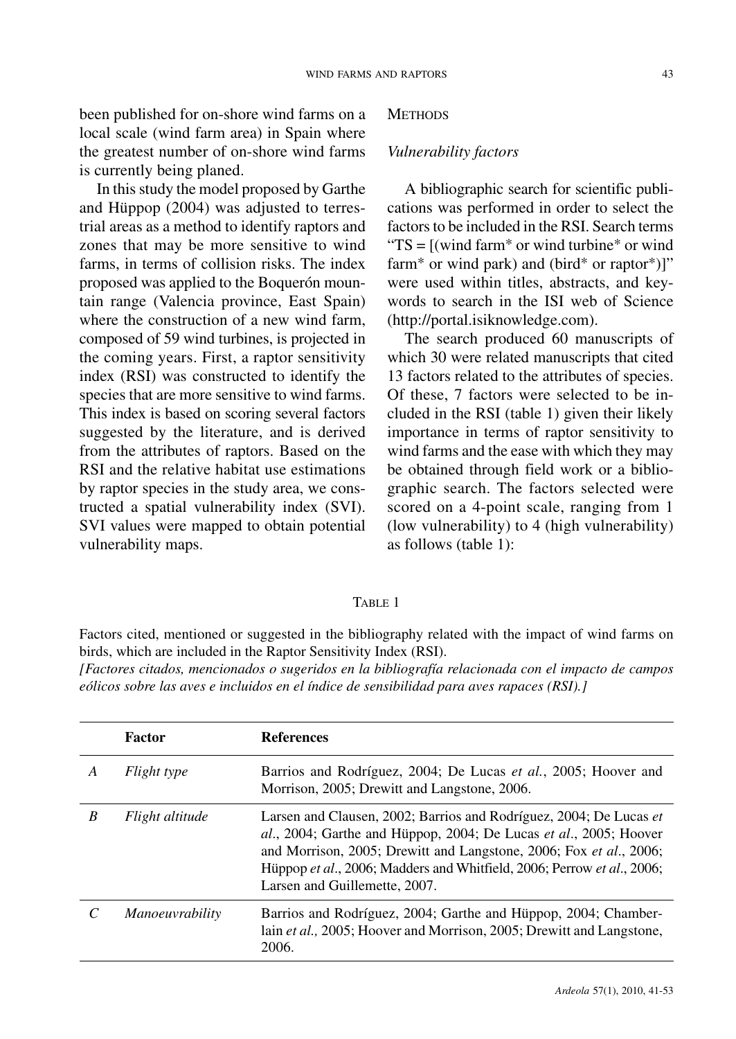been published for on-shore wind farms on a local scale (wind farm area) in Spain where the greatest number of on-shore wind farms is currently being planed.

In this study the model proposed by Garthe and Hüppop (2004) was adjusted to terrestrial areas as a method to identify raptors and zones that may be more sensitive to wind farms, in terms of collision risks. The index proposed was applied to the Boquerón mountain range (Valencia province, East Spain) where the construction of a new wind farm, composed of 59 wind turbines, is projected in the coming years. First, a raptor sensitivity index (RSI) was constructed to identify the species that are more sensitive to wind farms. This index is based on scoring several factors suggested by the literature, and is derived from the attributes of raptors. Based on the RSI and the relative habitat use estimations by raptor species in the study area, we constructed a spatial vulnerability index (SVI). SVI values were mapped to obtain potential vulnerability maps.

## Methods

### *Vulnerability factors*

A bibliographic search for scientific publications was performed in order to select the factors to be included in the RSI. Search terms "TS = [(wind farm* or wind turbine* or wind farm* or wind park) and (bird* or raptor*)]" were used within titles, abstracts, and keywords to search in the ISI web of Science (http://portal.isiknowledge.com).

The search produced 60 manuscripts of which 30 were related manuscripts that cited 13 factors related to the attributes of species. Of these, 7 factors were selected to be included in the RSI (table 1) given their likely importance in terms of raptor sensitivity to wind farms and the ease with which they may be obtained through field work or a bibliographic search. The factors selected were scored on a 4-point scale, ranging from 1 (low vulnerability) to 4 (high vulnerability) as follows (table 1):

TABLE 1

Factors cited, mentioned or suggested in the bibliography related with the impact of wind farms on birds, which are included in the Raptor Sensitivity Index (RSI).
*[Factores citados, mencionados o sugeridos en la bibliografía relacionada con el impacto de campos eólicos sobre las aves e incluidos en el índice de sensibilidad para aves rapaces (RSI).]*

| | **Factor** | **References** |
|---|---|---|
| *A* | *Flight type* | Barrios and Rodríguez, 2004; De Lucas *et al.*, 2005; Hoover and Morrison, 2005; Drewitt and Langstone, 2006. |
| *B* | *Flight altitude* | Larsen and Clausen, 2002; Barrios and Rodríguez, 2004; De Lucas *et al*., 2004; Garthe and Hüppop, 2004; De Lucas *et al*., 2005; Hoover and Morrison, 2005; Drewitt and Langstone, 2006; Fox *et al*., 2006; Hüppop *et al*., 2006; Madders and Whitfield, 2006; Perrow *et al*., 2006; Larsen and Guillemette, 2007. |
| *C* | *Manoeuvrability* | Barrios and Rodríguez, 2004; Garthe and Hüppop, 2004; Chamberlain *et al.,* 2005; Hoover and Morrison, 2005; Drewitt and Langstone, 2006. |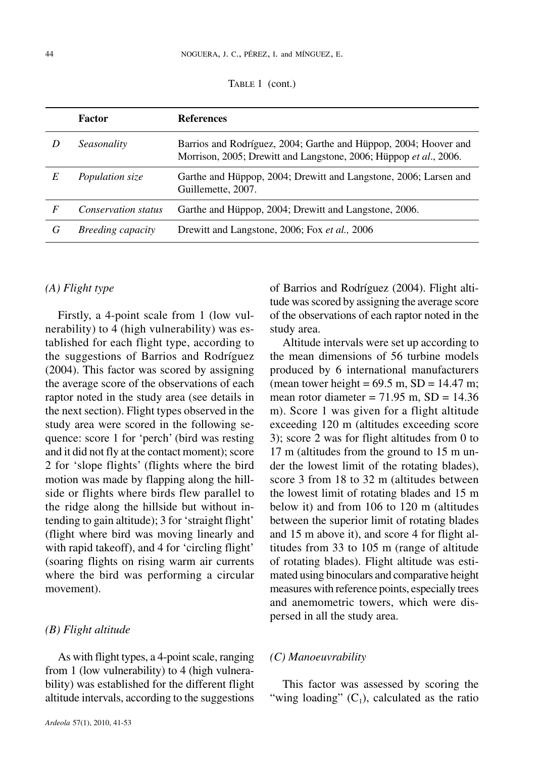TABLE 1 (cont.)

| | Factor | References |
|---|---|---|
| *D* | *Seasonality* | Barrios and Rodríguez, 2004; Garthe and Hüppop, 2004; Hoover and Morrison, 2005; Drewitt and Langstone, 2006; Hüppop *et al*., 2006. |
| *E* | *Population size* | Garthe and Hüppop, 2004; Drewitt and Langstone, 2006; Larsen and Guillemette, 2007. |
| *F* | *Conservation status* | Garthe and Hüppop, 2004; Drewitt and Langstone, 2006. |
| *G* | *Breeding capacity* | Drewitt and Langstone, 2006; Fox *et al.,* 2006 |

### *(A) Flight type*

Firstly, a 4-point scale from 1 (low vulnerability) to 4 (high vulnerability) was established for each flight type, according to the suggestions of Barrios and Rodríguez (2004). This factor was scored by assigning the average score of the observations of each raptor noted in the study area (see details in the next section). Flight types observed in the study area were scored in the following sequence: score 1 for 'perch' (bird was resting and it did not fly at the contact moment); score 2 for 'slope flights' (flights where the bird motion was made by flapping along the hillside or flights where birds flew parallel to the ridge along the hillside but without intending to gain altitude); 3 for 'straight flight' (flight where bird was moving linearly and with rapid takeoff), and 4 for 'circling flight' (soaring flights on rising warm air currents where the bird was performing a circular movement).

### *(B) Flight altitude*

As with flight types, a 4-point scale, ranging from 1 (low vulnerability) to 4 (high vulnerability) was established for the different flight altitude intervals, according to the suggestions of Barrios and Rodríguez (2004). Flight altitude was scored by assigning the average score of the observations of each raptor noted in the study area.

Altitude intervals were set up according to the mean dimensions of 56 turbine models produced by 6 international manufacturers (mean tower height = 69.5 m, SD = 14.47 m; mean rotor diameter = 71.95 m, SD = 14.36 m). Score 1 was given for a flight altitude exceeding 120 m (altitudes exceeding score 3); score 2 was for flight altitudes from 0 to 17 m (altitudes from the ground to 15 m under the lowest limit of the rotating blades), score 3 from 18 to 32 m (altitudes between the lowest limit of rotating blades and 15 m below it) and from 106 to 120 m (altitudes between the superior limit of rotating blades and 15 m above it), and score 4 for flight altitudes from 33 to 105 m (range of altitude of rotating blades). Flight altitude was estimated using binoculars and comparative height measures with reference points, especially trees and anemometric towers, which were dispersed in all the study area.

### *(C) Manoeuvrability*

This factor was assessed by scoring the "wing loading" ($C_1$), calculated as the ratio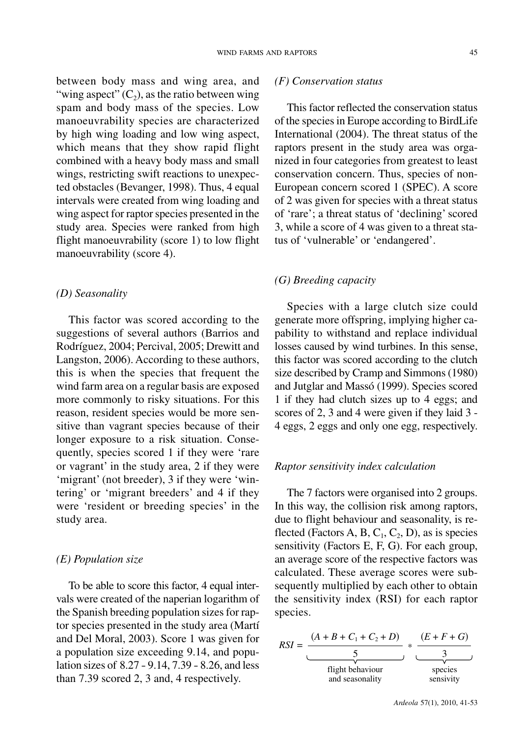between body mass and wing area, and "wing aspect" ($C_2$), as the ratio between wing spam and body mass of the species. Low manoeuvrability species are characterized by high wing loading and low wing aspect, which means that they show rapid flight combined with a heavy body mass and small wings, restricting swift reactions to unexpected obstacles (Bevanger, 1998). Thus, 4 equal intervals were created from wing loading and wing aspect for raptor species presented in the study area. Species were ranked from high flight manoeuvrability (score 1) to low flight manoeuvrability (score 4).

### *(D) Seasonality*

This factor was scored according to the suggestions of several authors (Barrios and Rodríguez, 2004; Percival, 2005; Drewitt and Langston, 2006). According to these authors, this is when the species that frequent the wind farm area on a regular basis are exposed more commonly to risky situations. For this reason, resident species would be more sensitive than vagrant species because of their longer exposure to a risk situation. Consequently, species scored 1 if they were 'rare or vagrant' in the study area, 2 if they were 'migrant' (not breeder), 3 if they were 'wintering' or 'migrant breeders' and 4 if they were 'resident or breeding species' in the study area.

### *(E) Population size*

To be able to score this factor, 4 equal intervals were created of the naperian logarithm of the Spanish breeding population sizes for raptor species presented in the study area (Martí and Del Moral, 2003). Score 1 was given for a population size exceeding 9.14, and population sizes of 8.27 - 9.14, 7.39 - 8.26, and less than 7.39 scored 2, 3 and, 4 respectively.

### *(F) Conservation status*

This factor reflected the conservation status of the species in Europe according to BirdLife International (2004). The threat status of the raptors present in the study area was organized in four categories from greatest to least conservation concern. Thus, species of non-European concern scored 1 (SPEC). A score of 2 was given for species with a threat status of 'rare'; a threat status of 'declining' scored 3, while a score of 4 was given to a threat status of 'vulnerable' or 'endangered'.

### *(G) Breeding capacity*

Species with a large clutch size could generate more offspring, implying higher capability to withstand and replace individual losses caused by wind turbines. In this sense, this factor was scored according to the clutch size described by Cramp and Simmons (1980) and Jutglar and Massó (1999). Species scored 1 if they had clutch sizes up to 4 eggs; and scores of 2, 3 and 4 were given if they laid 3 - 4 eggs, 2 eggs and only one egg, respectively.

### *Raptor sensitivity index calculation*

The 7 factors were organised into 2 groups. In this way, the collision risk among raptors, due to flight behaviour and seasonality, is reflected (Factors A, B, $C_1$, $C_2$, D), as is species sensitivity (Factors E, F, G). For each group, an average score of the respective factors was calculated. These average scores were subsequently multiplied by each other to obtain the sensitivity index (RSI) for each raptor species.

$$RSI = \underbrace{\frac{(A + B + C_1 + C_2 + D)}{5}}_{\text{flight behaviour and seasonality}} * \underbrace{\frac{(E + F + G)}{3}}_{\text{species sensivity}}$$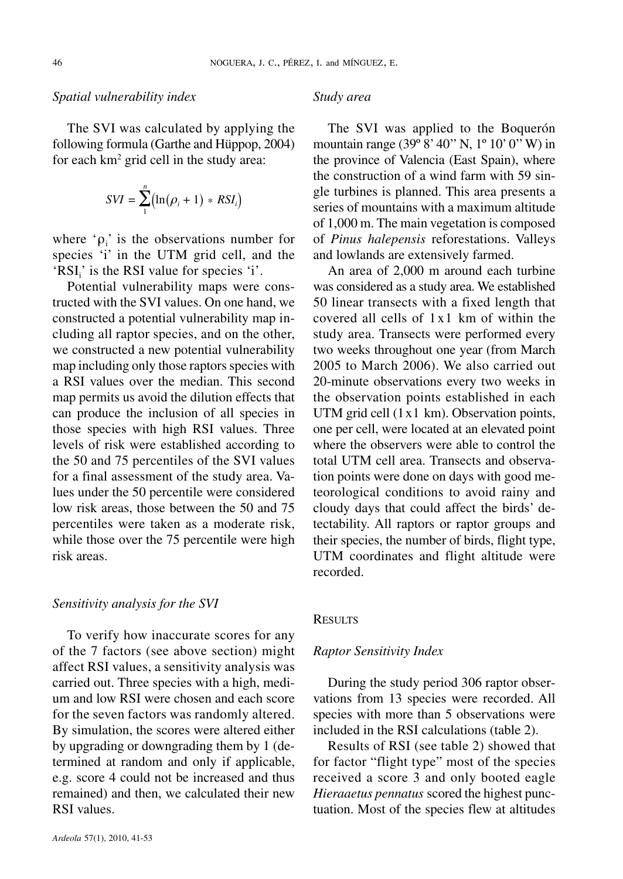### *Spatial vulnerability index*

The SVI was calculated by applying the following formula (Garthe and Hüppop, 2004) for each km$^2$ grid cell in the study area:

$$SVI = \sum_{1}^{n} \left( \ln(\rho_i + 1) * RSI_i \right)$$

where '$\rho_i$' is the observations number for species 'i' in the UTM grid cell, and the '$RSI_i$' is the RSI value for species 'i'.

Potential vulnerability maps were constructed with the SVI values. On one hand, we constructed a potential vulnerability map including all raptor species, and on the other, we constructed a new potential vulnerability map including only those raptors species with a RSI values over the median. This second map permits us avoid the dilution effects that can produce the inclusion of all species in those species with high RSI values. Three levels of risk were established according to the 50 and 75 percentiles of the SVI values for a final assessment of the study area. Values under the 50 percentile were considered low risk areas, those between the 50 and 75 percentiles were taken as a moderate risk, while those over the 75 percentile were high risk areas.

### *Sensitivity analysis for the SVI*

To verify how inaccurate scores for any of the 7 factors (see above section) might affect RSI values, a sensitivity analysis was carried out. Three species with a high, medium and low RSI were chosen and each score for the seven factors was randomly altered. By simulation, the scores were altered either by upgrading or downgrading them by 1 (determined at random and only if applicable, e.g. score 4 could not be increased and thus remained) and then, we calculated their new RSI values.

### *Study area*

The SVI was applied to the Boquerón mountain range (39º 8' 40'' N, 1º 10' 0'' W) in the province of Valencia (East Spain), where the construction of a wind farm with 59 single turbines is planned. This area presents a series of mountains with a maximum altitude of 1,000 m. The main vegetation is composed of *Pinus halepensis* reforestations. Valleys and lowlands are extensively farmed.

An area of 2,000 m around each turbine was considered as a study area. We established 50 linear transects with a fixed length that covered all cells of 1 x 1 km of within the study area. Transects were performed every two weeks throughout one year (from March 2005 to March 2006). We also carried out 20-minute observations every two weeks in the observation points established in each UTM grid cell (1 x 1 km). Observation points, one per cell, were located at an elevated point where the observers were able to control the total UTM cell area. Transects and observation points were done on days with good meteorological conditions to avoid rainy and cloudy days that could affect the birds' detectability. All raptors or raptor groups and their species, the number of birds, flight type, UTM coordinates and flight altitude were recorded.

## RESULTS

### *Raptor Sensitivity Index*

During the study period 306 raptor observations from 13 species were recorded. All species with more than 5 observations were included in the RSI calculations (table 2).

Results of RSI (see table 2) showed that for factor "flight type" most of the species received a score 3 and only booted eagle *Hieraaetus pennatus* scored the highest punctuation. Most of the species flew at altitudes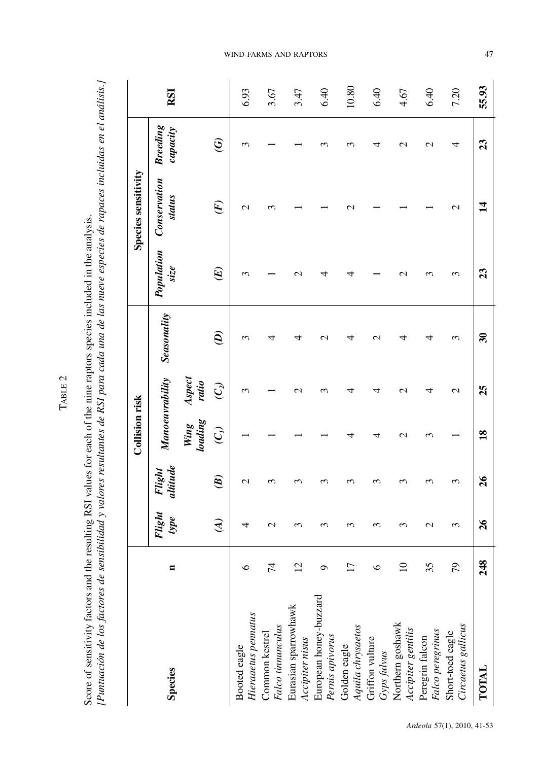TABLE 2

Score of sensitivity factors and the resulting RSI values for each of the nine raptors species included in the analysis.
*[Puntuación de los factores de sensibilidad y valores resultantes de RSI para cada una de las nueve especies de rapaces incluidas en el análisis.]*

| Species | n | Collision risk | | | | | Species sensitivity | | | RSI |
|---|---|---|---|---|---|---|---|---|---|---|
| | | ***Flight type*** | ***Flight altitude*** | ***Manoeuvrability*** | | ***Seasonality*** | ***Population size*** | ***Conservation status*** | ***Breeding capacity*** | |
| | | | | ***Wing loading*** | ***Aspect ratio*** | | | | | |
| | | ***(A)*** | ***(B)*** | ***($C_1$)*** | ***($C_2$)*** | ***(D)*** | ***(E)*** | ***(F)*** | ***(G)*** | |
| Booted eagle *Hieraaetus pennatus* | 6 | 4 | 2 | 1 | 3 | 3 | 3 | 2 | 3 | 6.93 |
| Common kestrel *Falco tinnunculus* | 74 | 2 | 3 | 1 | 1 | 4 | 1 | 3 | 1 | 3.67 |
| Eurasian sparrowhawk *Accipiter nisus* | 12 | 3 | 3 | 1 | 2 | 4 | 2 | 1 | 1 | 3.47 |
| European honey-buzzard *Pernis apivorus* | 9 | 3 | 3 | 1 | 3 | 2 | 4 | 1 | 3 | 6.40 |
| Golden eagle *Aquila chrysaetos* | 17 | 3 | 3 | 4 | 4 | 4 | 4 | 2 | 3 | 10.80 |
| Griffon vulture *Gyps fulvus* | 6 | 3 | 3 | 4 | 4 | 2 | 1 | 1 | 4 | 6.40 |
| Northern goshawk *Accipiter gentilis* | 10 | 3 | 3 | 2 | 2 | 4 | 2 | 1 | 2 | 4.67 |
| Peregrin falcon *Falco peregrinus* | 35 | 2 | 3 | 3 | 4 | 4 | 3 | 1 | 2 | 6.40 |
| Short-toed eagle *Circaetus gallicus* | 79 | 3 | 3 | 1 | 2 | 3 | 3 | 2 | 4 | 7.20 |
| **TOTAL** | **248** | **26** | **26** | **18** | **25** | **30** | **23** | **14** | **23** | **55.93** |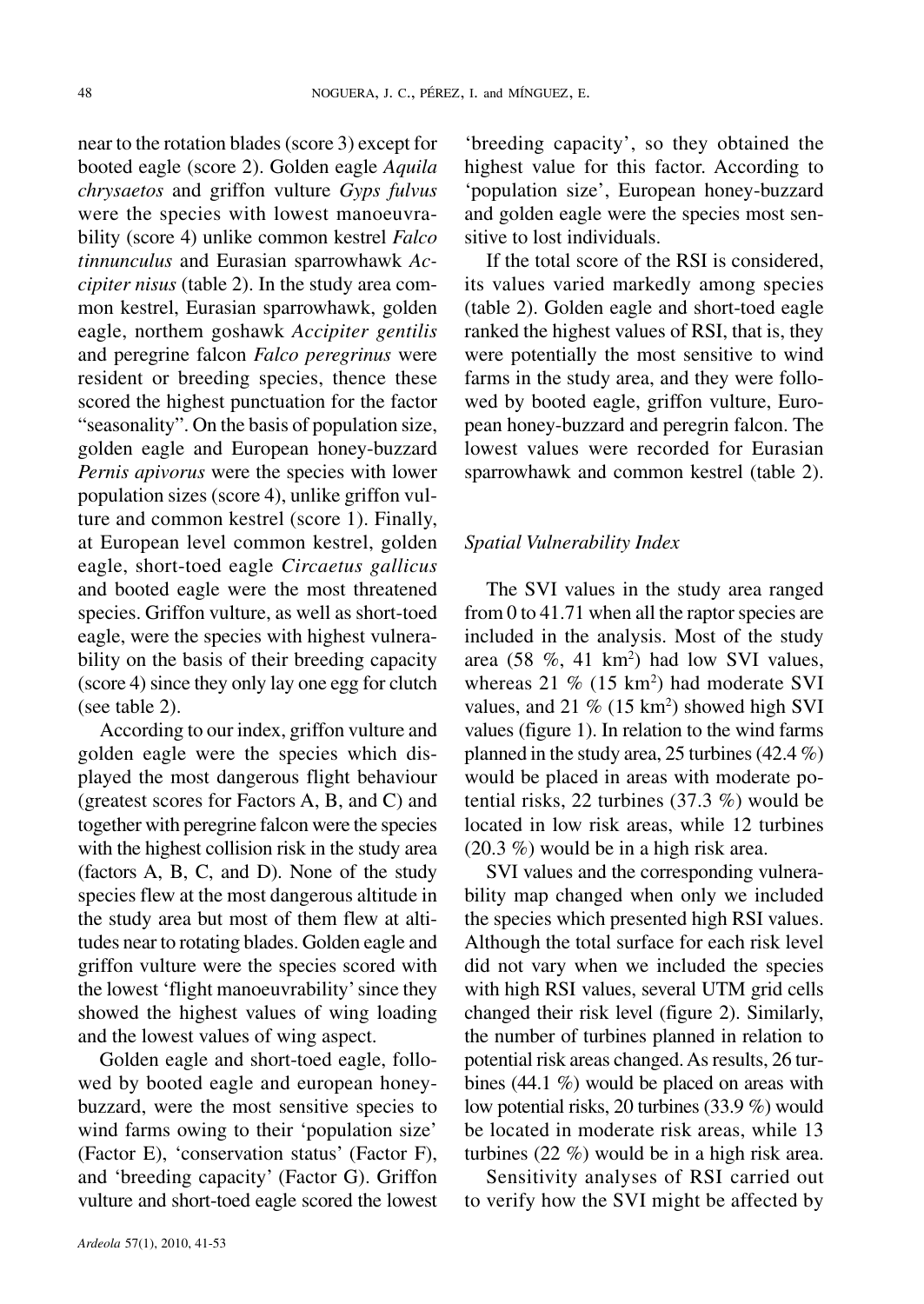near to the rotation blades (score 3) except for booted eagle (score 2). Golden eagle *Aquila chrysaetos* and griffon vulture *Gyps fulvus* were the species with lowest manoeuvrability (score 4) unlike common kestrel *Falco tinnunculus* and Eurasian sparrowhawk *Accipiter nisus* (table 2). In the study area common kestrel, Eurasian sparrowhawk, golden eagle, northem goshawk *Accipiter gentilis* and peregrine falcon *Falco peregrinus* were resident or breeding species, thence these scored the highest punctuation for the factor "seasonality". On the basis of population size, golden eagle and European honey-buzzard *Pernis apivorus* were the species with lower population sizes (score 4), unlike griffon vulture and common kestrel (score 1). Finally, at European level common kestrel, golden eagle, short-toed eagle *Circaetus gallicus* and booted eagle were the most threatened species. Griffon vulture, as well as short-toed eagle, were the species with highest vulnerability on the basis of their breeding capacity (score 4) since they only lay one egg for clutch (see table 2).

According to our index, griffon vulture and golden eagle were the species which displayed the most dangerous flight behaviour (greatest scores for Factors A, B, and C) and together with peregrine falcon were the species with the highest collision risk in the study area (factors A, B, C, and D). None of the study species flew at the most dangerous altitude in the study area but most of them flew at altitudes near to rotating blades. Golden eagle and griffon vulture were the species scored with the lowest 'flight manoeuvrability' since they showed the highest values of wing loading and the lowest values of wing aspect.

Golden eagle and short-toed eagle, followed by booted eagle and european honey-buzzard, were the most sensitive species to wind farms owing to their 'population size' (Factor E), 'conservation status' (Factor F), and 'breeding capacity' (Factor G). Griffon vulture and short-toed eagle scored the lowest 'breeding capacity', so they obtained the highest value for this factor. According to 'population size', European honey-buzzard and golden eagle were the species most sensitive to lost individuals.

If the total score of the RSI is considered, its values varied markedly among species (table 2). Golden eagle and short-toed eagle ranked the highest values of RSI, that is, they were potentially the most sensitive to wind farms in the study area, and they were followed by booted eagle, griffon vulture, European honey-buzzard and peregrin falcon. The lowest values were recorded for Eurasian sparrowhawk and common kestrel (table 2).

### *Spatial Vulnerability Index*

The SVI values in the study area ranged from 0 to 41.71 when all the raptor species are included in the analysis. Most of the study area (58 %, 41 km$^2$) had low SVI values, whereas 21 % (15 km$^2$) had moderate SVI values, and 21 % (15 km$^2$) showed high SVI values (figure 1). In relation to the wind farms planned in the study area, 25 turbines (42.4 %) would be placed in areas with moderate potential risks, 22 turbines (37.3 %) would be located in low risk areas, while 12 turbines (20.3 %) would be in a high risk area.

SVI values and the corresponding vulnerability map changed when only we included the species which presented high RSI values. Although the total surface for each risk level did not vary when we included the species with high RSI values, several UTM grid cells changed their risk level (figure 2). Similarly, the number of turbines planned in relation to potential risk areas changed. As results, 26 turbines (44.1 %) would be placed on areas with low potential risks, 20 turbines (33.9 %) would be located in moderate risk areas, while 13 turbines (22 %) would be in a high risk area.

Sensitivity analyses of RSI carried out to verify how the SVI might be affected by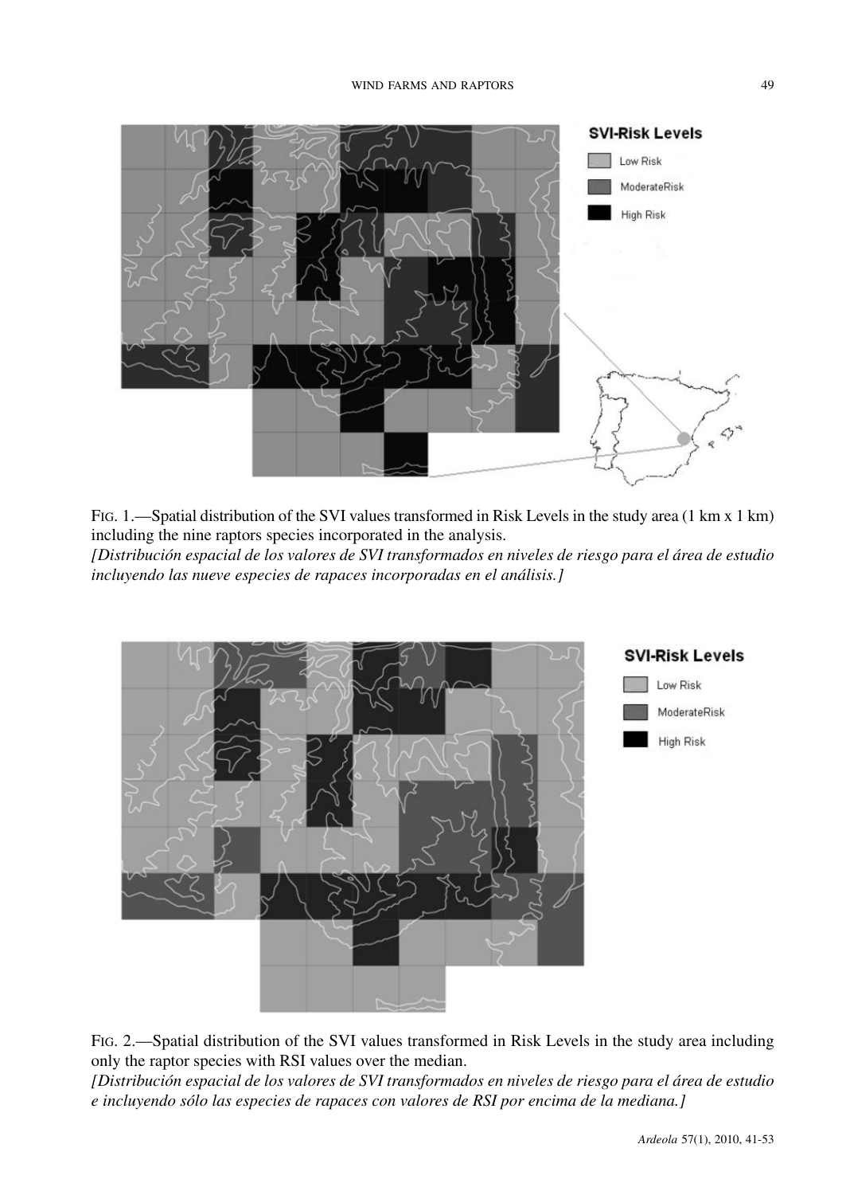FIG. 1.—Spatial distribution of the SVI values transformed in Risk Levels in the study area (1 km x 1 km) including the nine raptors species incorporated in the analysis.
*[Distribución espacial de los valores de SVI transformados en niveles de riesgo para el área de estudio incluyendo las nueve especies de rapaces incorporadas en el análisis.]*

FIG. 2.—Spatial distribution of the SVI values transformed in Risk Levels in the study area including only the raptor species with RSI values over the median.
*[Distribución espacial de los valores de SVI transformados en niveles de riesgo para el área de estudio e incluyendo sólo las especies de rapaces con valores de RSI por encima de la mediana.]*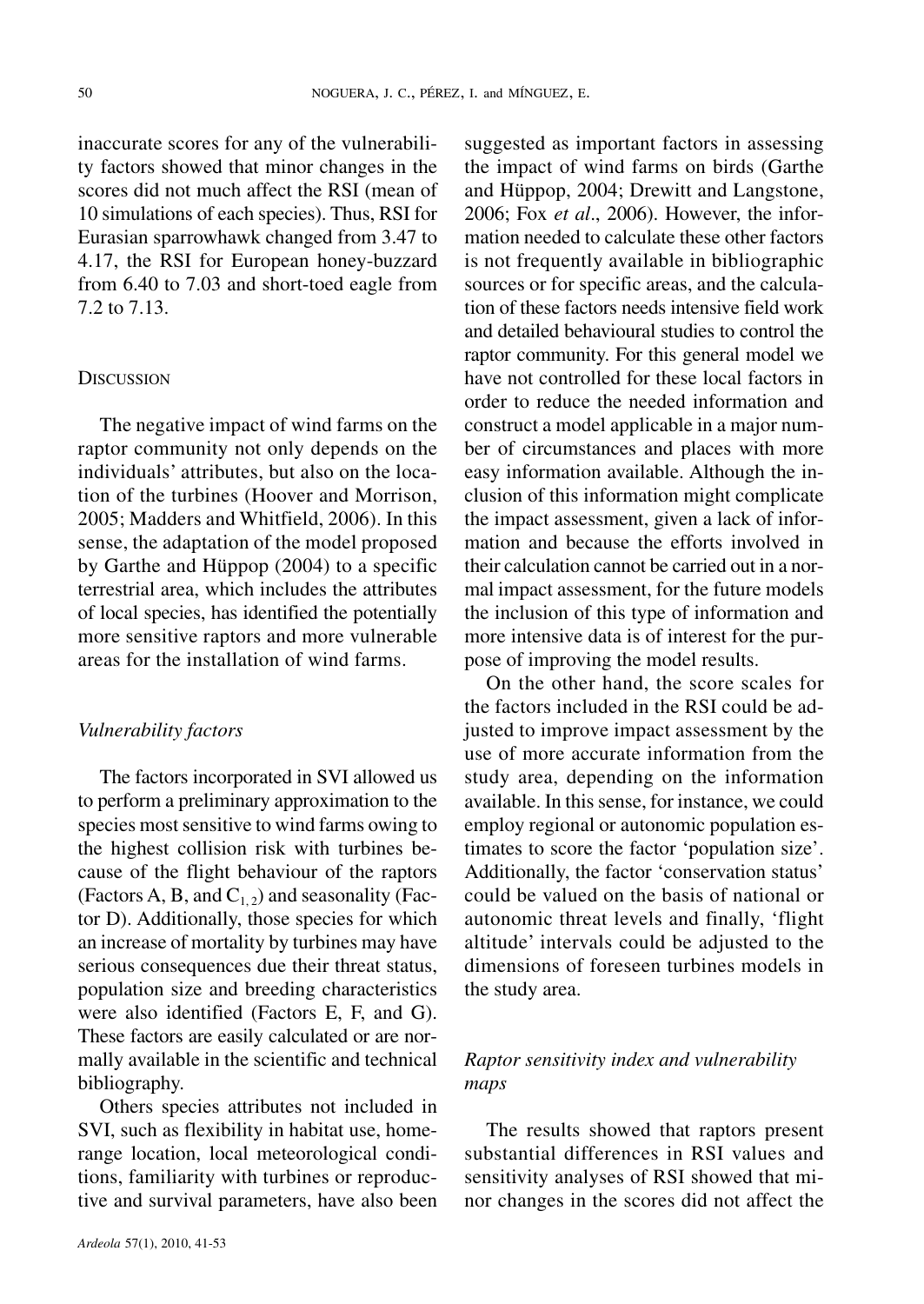inaccurate scores for any of the vulnerability factors showed that minor changes in the scores did not much affect the RSI (mean of 10 simulations of each species). Thus, RSI for Eurasian sparrowhawk changed from 3.47 to 4.17, the RSI for European honey-buzzard from 6.40 to 7.03 and short-toed eagle from 7.2 to 7.13.

## Discussion

The negative impact of wind farms on the raptor community not only depends on the individuals' attributes, but also on the location of the turbines (Hoover and Morrison, 2005; Madders and Whitfield, 2006). In this sense, the adaptation of the model proposed by Garthe and Hüppop (2004) to a specific terrestrial area, which includes the attributes of local species, has identified the potentially more sensitive raptors and more vulnerable areas for the installation of wind farms.

### *Vulnerability factors*

The factors incorporated in SVI allowed us to perform a preliminary approximation to the species most sensitive to wind farms owing to the highest collision risk with turbines because of the flight behaviour of the raptors (Factors A, B, and $C_{1,2}$) and seasonality (Factor D). Additionally, those species for which an increase of mortality by turbines may have serious consequences due their threat status, population size and breeding characteristics were also identified (Factors E, F, and G). These factors are easily calculated or are normally available in the scientific and technical bibliography.

Others species attributes not included in SVI, such as flexibility in habitat use, home-range location, local meteorological conditions, familiarity with turbines or reproductive and survival parameters, have also been suggested as important factors in assessing the impact of wind farms on birds (Garthe and Hüppop, 2004; Drewitt and Langstone, 2006; Fox *et al*., 2006). However, the information needed to calculate these other factors is not frequently available in bibliographic sources or for specific areas, and the calculation of these factors needs intensive field work and detailed behavioural studies to control the raptor community. For this general model we have not controlled for these local factors in order to reduce the needed information and construct a model applicable in a major number of circumstances and places with more easy information available. Although the inclusion of this information might complicate the impact assessment, given a lack of information and because the efforts involved in their calculation cannot be carried out in a normal impact assessment, for the future models the inclusion of this type of information and more intensive data is of interest for the purpose of improving the model results.

On the other hand, the score scales for the factors included in the RSI could be adjusted to improve impact assessment by the use of more accurate information from the study area, depending on the information available. In this sense, for instance, we could employ regional or autonomic population estimates to score the factor 'population size'. Additionally, the factor 'conservation status' could be valued on the basis of national or autonomic threat levels and finally, 'flight altitude' intervals could be adjusted to the dimensions of foreseen turbines models in the study area.

### *Raptor sensitivity index and vulnerability maps*

The results showed that raptors present substantial differences in RSI values and sensitivity analyses of RSI showed that minor changes in the scores did not affect the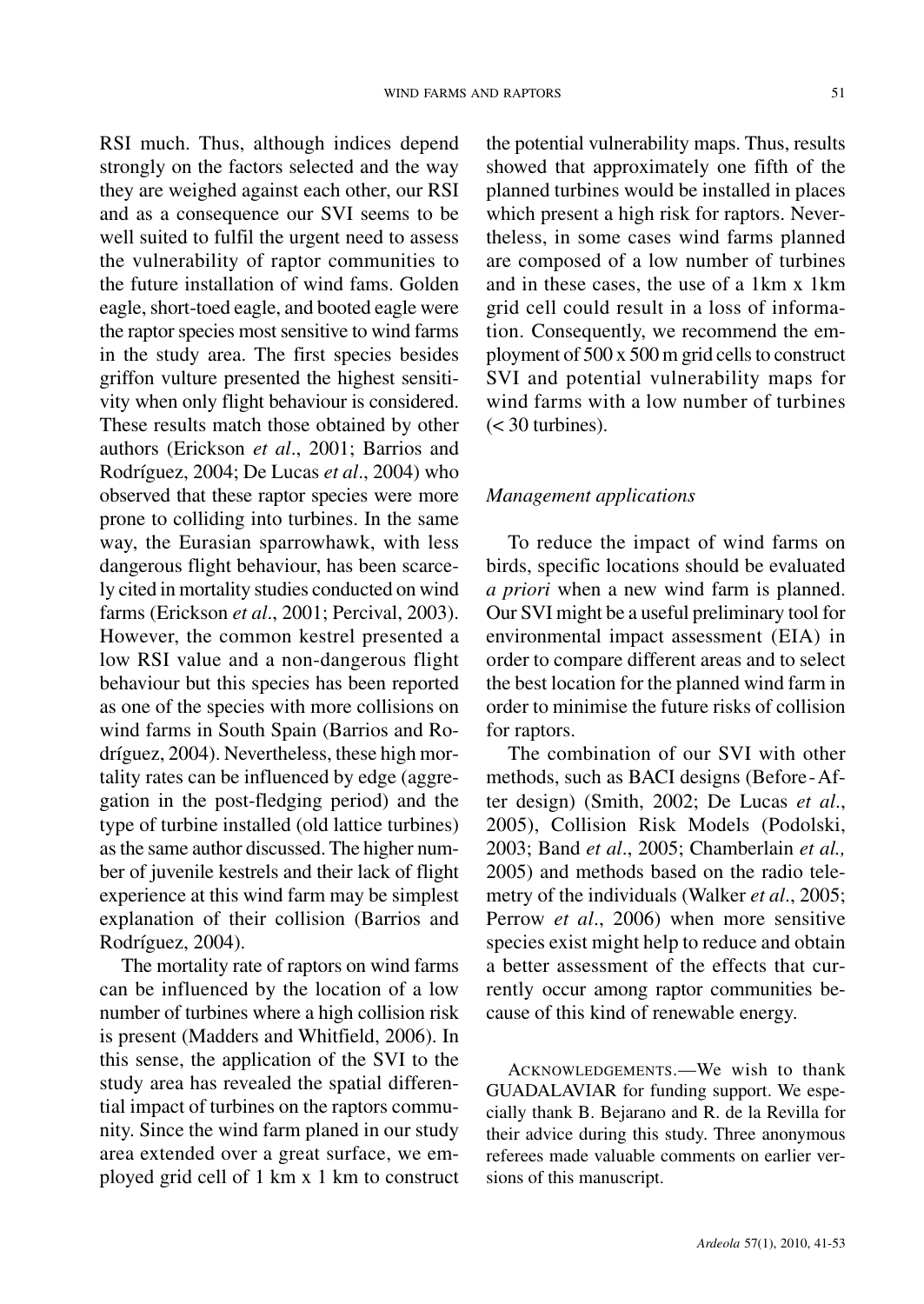RSI much. Thus, although indices depend strongly on the factors selected and the way they are weighed against each other, our RSI and as a consequence our SVI seems to be well suited to fulfil the urgent need to assess the vulnerability of raptor communities to the future installation of wind fams. Golden eagle, short-toed eagle, and booted eagle were the raptor species most sensitive to wind farms in the study area. The first species besides griffon vulture presented the highest sensitivity when only flight behaviour is considered. These results match those obtained by other authors (Erickson *et al*., 2001; Barrios and Rodríguez, 2004; De Lucas *et al*., 2004) who observed that these raptor species were more prone to colliding into turbines. In the same way, the Eurasian sparrowhawk, with less dangerous flight behaviour, has been scarcely cited in mortality studies conducted on wind farms (Erickson *et al*., 2001; Percival, 2003). However, the common kestrel presented a low RSI value and a non-dangerous flight behaviour but this species has been reported as one of the species with more collisions on wind farms in South Spain (Barrios and Rodríguez, 2004). Nevertheless, these high mortality rates can be influenced by edge (aggregation in the post-fledging period) and the type of turbine installed (old lattice turbines) as the same author discussed. The higher number of juvenile kestrels and their lack of flight experience at this wind farm may be simplest explanation of their collision (Barrios and Rodríguez, 2004).

The mortality rate of raptors on wind farms can be influenced by the location of a low number of turbines where a high collision risk is present (Madders and Whitfield, 2006). In this sense, the application of the SVI to the study area has revealed the spatial differential impact of turbines on the raptors community. Since the wind farm planed in our study area extended over a great surface, we employed grid cell of 1 km x 1 km to construct the potential vulnerability maps. Thus, results showed that approximately one fifth of the planned turbines would be installed in places which present a high risk for raptors. Nevertheless, in some cases wind farms planned are composed of a low number of turbines and in these cases, the use of a 1km x 1km grid cell could result in a loss of information. Consequently, we recommend the employment of 500 x 500 m grid cells to construct SVI and potential vulnerability maps for wind farms with a low number of turbines (< 30 turbines).

### *Management applications*

To reduce the impact of wind farms on birds, specific locations should be evaluated *a priori* when a new wind farm is planned. Our SVI might be a useful preliminary tool for environmental impact assessment (EIA) in order to compare different areas and to select the best location for the planned wind farm in order to minimise the future risks of collision for raptors.

The combination of our SVI with other methods, such as BACI designs (Before-After design) (Smith, 2002; De Lucas *et al*., 2005), Collision Risk Models (Podolski, 2003; Band *et al*., 2005; Chamberlain *et al.,* 2005) and methods based on the radio telemetry of the individuals (Walker *et al*., 2005; Perrow *et al*., 2006) when more sensitive species exist might help to reduce and obtain a better assessment of the effects that currently occur among raptor communities because of this kind of renewable energy.

ACKNOWLEDGEMENTS.—We wish to thank GUADALAVIAR for funding support. We especially thank B. Bejarano and R. de la Revilla for their advice during this study. Three anonymous referees made valuable comments on earlier versions of this manuscript.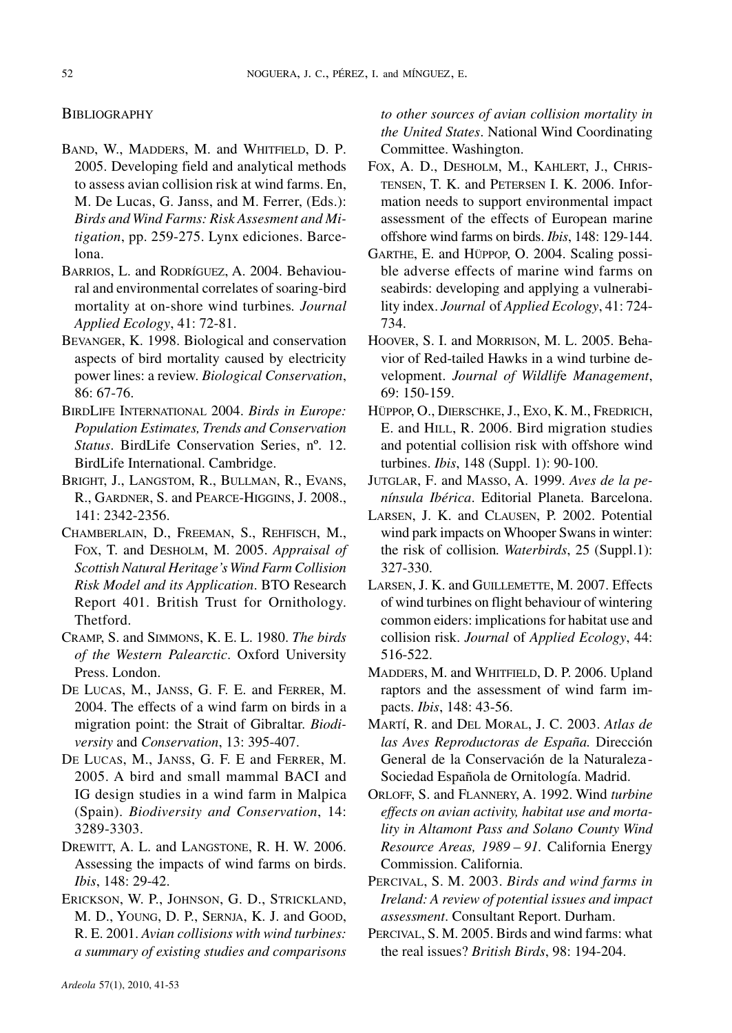## BIBLIOGRAPHY

BAND, W., MADDERS, M. and WHITFIELD, D. P. 2005. Developing field and analytical methods to assess avian collision risk at wind farms. En, M. De Lucas, G. Janss, and M. Ferrer, (Eds.): *Birds and Wind Farms: Risk Assesment and Mitigation*, pp. 259-275. Lynx ediciones. Barcelona.

BARRIOS, L. and RODRÍGUEZ, A. 2004. Behavioural and environmental correlates of soaring-bird mortality at on-shore wind turbines. *Journal Applied Ecology*, 41: 72-81.

BEVANGER, K. 1998. Biological and conservation aspects of bird mortality caused by electricity power lines: a review. *Biological Conservation*, 86: 67-76.

BIRDLIFE INTERNATIONAL 2004. *Birds in Europe: Population Estimates, Trends and Conservation Status*. BirdLife Conservation Series, nº. 12. BirdLife International. Cambridge.

BRIGHT, J., LANGSTOM, R., BULLMAN, R., EVANS, R., GARDNER, S. and PEARCE-HIGGINS, J. 2008., 141: 2342-2356.

CHAMBERLAIN, D., FREEMAN, S., REHFISCH, M., FOX, T. and DESHOLM, M. 2005. *Appraisal of Scottish Natural Heritage's Wind Farm Collision Risk Model and its Application*. BTO Research Report 401. British Trust for Ornithology. Thetford.

CRAMP, S. and SIMMONS, K. E. L. 1980. *The birds of the Western Palearctic*. Oxford University Press. London.

DE LUCAS, M., JANSS, G. F. E. and FERRER, M. 2004. The effects of a wind farm on birds in a migration point: the Strait of Gibraltar. *Biodiversity* and *Conservation*, 13: 395-407.

DE LUCAS, M., JANSS, G. F. E and FERRER, M. 2005. A bird and small mammal BACI and IG design studies in a wind farm in Malpica (Spain). *Biodiversity and Conservation*, 14: 3289-3303.

DREWITT, A. L. and LANGSTONE, R. H. W. 2006. Assessing the impacts of wind farms on birds. *Ibis*, 148: 29-42.

ERICKSON, W. P., JOHNSON, G. D., STRICKLAND, M. D., YOUNG, D. P., SERNJA, K. J. and GOOD, R. E. 2001. *Avian collisions with wind turbines: a summary of existing studies and comparisons to other sources of avian collision mortality in the United States*. National Wind Coordinating Committee. Washington.

FOX, A. D., DESHOLM, M., KAHLERT, J., CHRISTENSEN, T. K. and PETERSEN I. K. 2006. Information needs to support environmental impact assessment of the effects of European marine offshore wind farms on birds. *Ibis*, 148: 129-144.

GARTHE, E. and HÜPPOP, O. 2004. Scaling possible adverse effects of marine wind farms on seabirds: developing and applying a vulnerability index. *Journal* of *Applied Ecology*, 41: 724-734.

HOOVER, S. I. and MORRISON, M. L. 2005. Behavior of Red-tailed Hawks in a wind turbine development. *Journal of Wildlife Management*, 69: 150-159.

HÜPPOP, O., DIERSCHKE, J., EXO, K. M., FREDRICH, E. and HILL, R. 2006. Bird migration studies and potential collision risk with offshore wind turbines. *Ibis*, 148 (Suppl. 1): 90-100.

JUTGLAR, F. and MASSO, A. 1999. *Aves de la península Ibérica*. Editorial Planeta. Barcelona.

LARSEN, J. K. and CLAUSEN, P. 2002. Potential wind park impacts on Whooper Swans in winter: the risk of collision. *Waterbirds*, 25 (Suppl.1): 327-330.

LARSEN, J. K. and GUILLEMETTE, M. 2007. Effects of wind turbines on flight behaviour of wintering common eiders: implications for habitat use and collision risk. *Journal* of *Applied Ecology*, 44: 516-522.

MADDERS, M. and WHITFIELD, D. P. 2006. Upland raptors and the assessment of wind farm impacts. *Ibis*, 148: 43-56.

MARTÍ, R. and DEL MORAL, J. C. 2003. *Atlas de las Aves Reproductoras de España.* Dirección General de la Conservación de la Naturaleza-Sociedad Española de Ornitología. Madrid.

ORLOFF, S. and FLANNERY, A. 1992. Wind *turbine effects on avian activity, habitat use and mortality in Altamont Pass and Solano County Wind Resource Areas, 1989 – 91.* California Energy Commission. California.

PERCIVAL, S. M. 2003. *Birds and wind farms in Ireland: A review of potential issues and impact assessment*. Consultant Report. Durham.

PERCIVAL, S. M. 2005. Birds and wind farms: what the real issues? *British Birds*, 98: 194-204.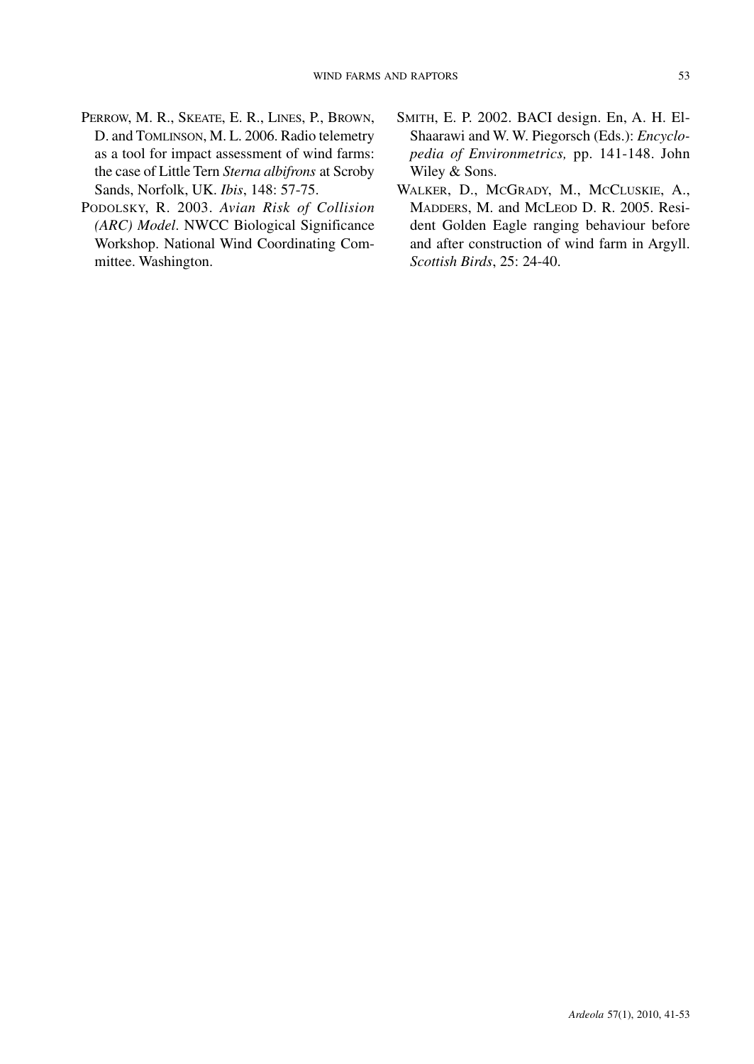PERROW, M. R., SKEATE, E. R., LINES, P., BROWN, D. and TOMLINSON, M. L. 2006. Radio telemetry as a tool for impact assessment of wind farms: the case of Little Tern *Sterna albifrons* at Scroby Sands, Norfolk, UK. *Ibis*, 148: 57-75.

PODOLSKY, R. 2003. *Avian Risk of Collision (ARC) Model*. NWCC Biological Significance Workshop. National Wind Coordinating Committee. Washington.

SMITH, E. P. 2002. BACI design. En, A. H. El-Shaarawi and W. W. Piegorsch (Eds.): *Encyclopedia of Environmetrics,* pp. 141-148. John Wiley & Sons.

WALKER, D., MCGRADY, M., MCCLUSKIE, A., MADDERS, M. and MCLEOD D. R. 2005. Resident Golden Eagle ranging behaviour before and after construction of wind farm in Argyll. *Scottish Birds*, 25: 24-40.